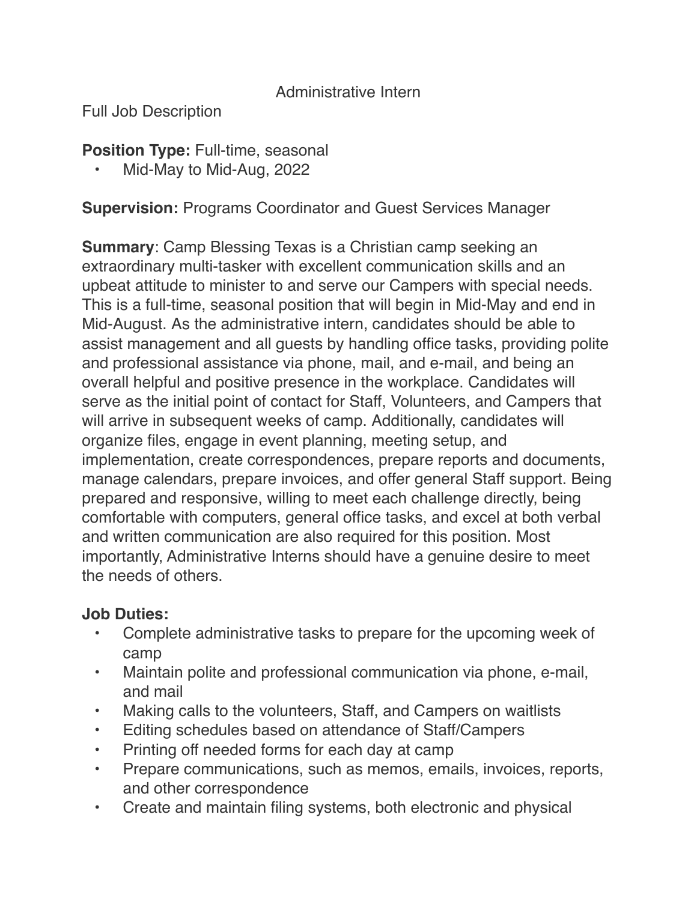# Administrative Intern

Full Job Description

**Position Type:** Full-time, seasonal

- Mid-May to Mid-Aug, 2022

**Supervision:** Programs Coordinator and Guest Services Manager

**Summary**: Camp Blessing Texas is a Christian camp seeking an extraordinary multi-tasker with excellent communication skills and an upbeat attitude to minister to and serve our Campers with special needs. This is a full-time, seasonal position that will begin in Mid-May and end in Mid-August. As the administrative intern, candidates should be able to assist management and all guests by handling office tasks, providing polite and professional assistance via phone, mail, and e-mail, and being an overall helpful and positive presence in the workplace. Candidates will serve as the initial point of contact for Staff, Volunteers, and Campers that will arrive in subsequent weeks of camp. Additionally, candidates will organize files, engage in event planning, meeting setup, and implementation, create correspondences, prepare reports and documents, manage calendars, prepare invoices, and offer general Staff support. Being prepared and responsive, willing to meet each challenge directly, being comfortable with computers, general office tasks, and excel at both verbal and written communication are also required for this position. Most importantly, Administrative Interns should have a genuine desire to meet the needs of others.

**Job Duties:**

- Complete administrative tasks to prepare for the upcoming week of camp
- Maintain polite and professional communication via phone, e-mail, and mail
- Making calls to the volunteers, Staff, and Campers on waitlists
- Editing schedules based on attendance of Staff/Campers
- Printing off needed forms for each day at camp
- Prepare communications, such as memos, emails, invoices, reports, and other correspondence
- Create and maintain filing systems, both electronic and physical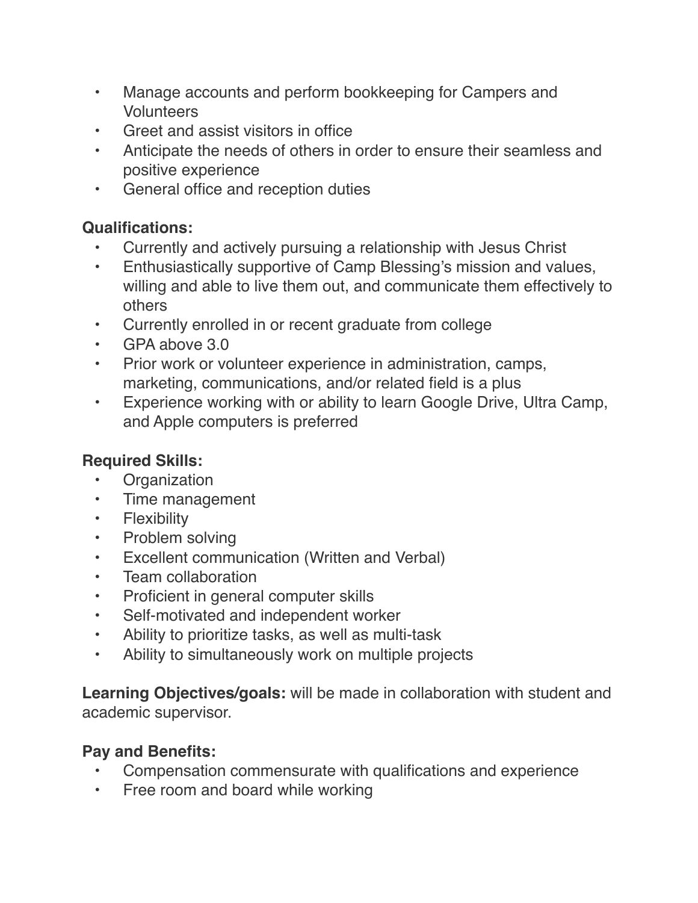- Manage accounts and perform bookkeeping for Campers and Volunteers
- Greet and assist visitors in office
- Anticipate the needs of others in order to ensure their seamless and positive experience
- General office and reception duties

**Qualifications:**

- Currently and actively pursuing a relationship with Jesus Christ
- Enthusiastically supportive of Camp Blessing's mission and values, willing and able to live them out, and communicate them effectively to others
- Currently enrolled in or recent graduate from college
- GPA above 3.0
- Prior work or volunteer experience in administration, camps, marketing, communications, and/or related field is a plus
- Experience working with or ability to learn Google Drive, Ultra Camp, and Apple computers is preferred

**Required Skills:**

- Organization
- Time management
- Flexibility
- Problem solving
- Excellent communication (Written and Verbal)
- Team collaboration
- Proficient in general computer skills
- Self-motivated and independent worker
- Ability to prioritize tasks, as well as multi-task
- Ability to simultaneously work on multiple projects

**Learning Objectives/goals:** will be made in collaboration with student and academic supervisor.

**Pay and Benefits:**

- Compensation commensurate with qualifications and experience
- Free room and board while working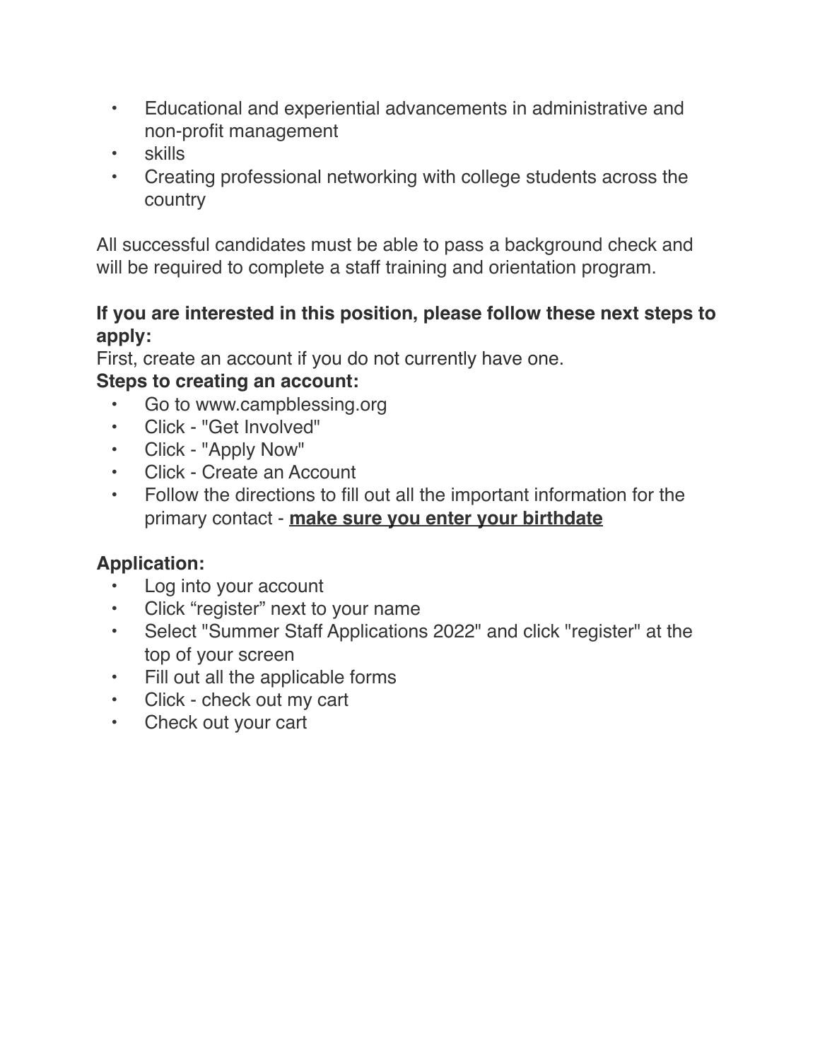- Educational and experiential advancements in administrative and non-profit management
- skills
- Creating professional networking with college students across the country

All successful candidates must be able to pass a background check and will be required to complete a staff training and orientation program.

**If you are interested in this position, please follow these next steps to apply:**

First, create an account if you do not currently have one.

**Steps to creating an account:**

- Go to www.campblessing.org
- Click - "Get Involved"
- Click - "Apply Now"
- Click - Create an Account
- Follow the directions to fill out all the important information for the primary contact - **make sure you enter your birthdate**

**Application:**

- Log into your account
- Click “register” next to your name
- Select "Summer Staff Applications 2022" and click "register" at the top of your screen
- Fill out all the applicable forms
- Click - check out my cart
- Check out your cart